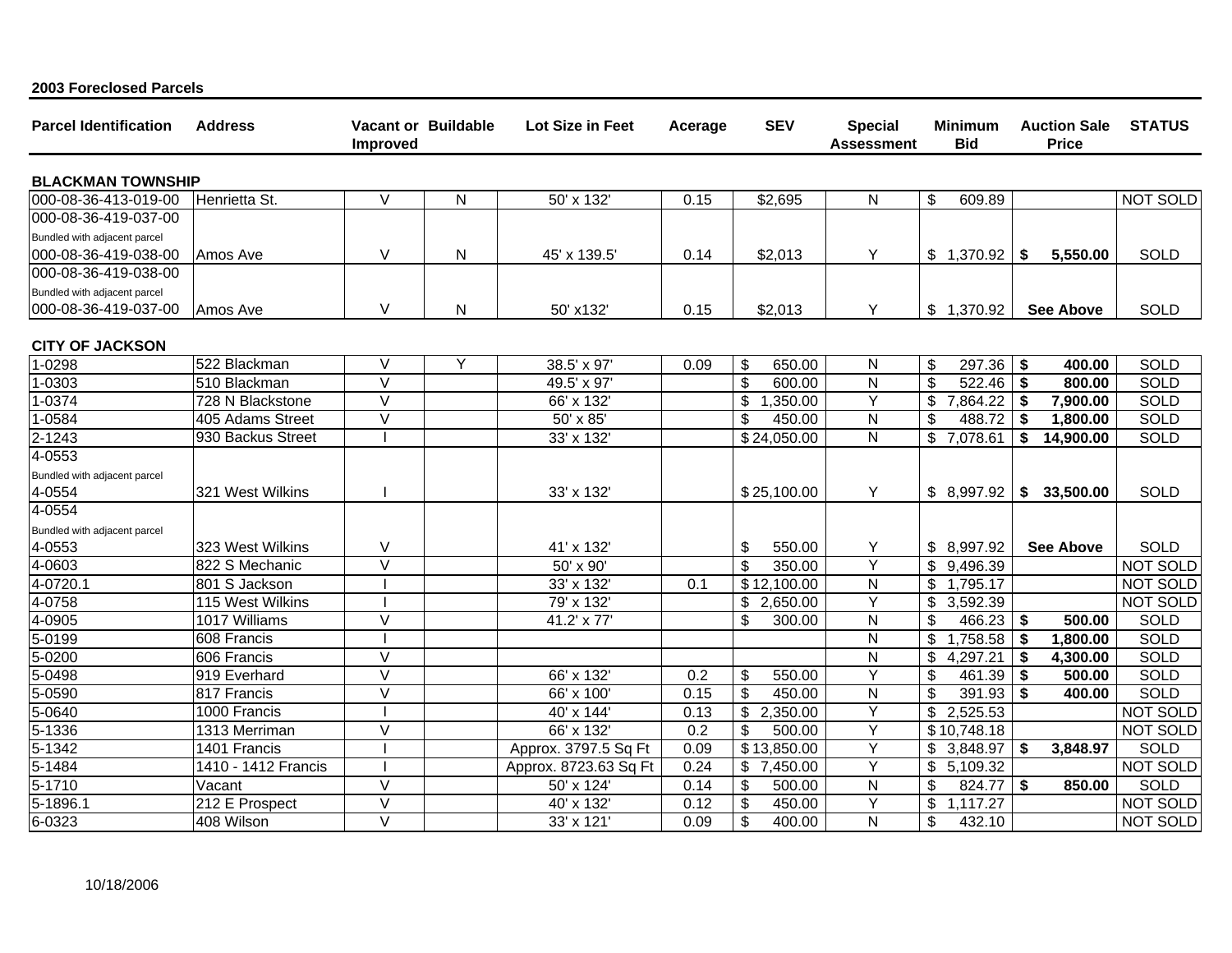**2003 Foreclosed Parcels**

| Parcel Identification | Address | Vacant or Improved | Buildable | Lot Size in Feet | Acerage | SEV | Special Assessment | Minimum Bid | Auction Sale Price | STATUS |
|---|---|---|---|---|---|---|---|---|---|---|
| **BLACKMAN TOWNSHIP** | | | | | | | | | | |
| 000-08-36-413-019-00 | Henrietta St. | V | N | 50' x 132' | 0.15 | $2,695 | N | $ 609.89 | | NOT SOLD |
| 000-08-36-419-037-00 Bundled with adjacent parcel 000-08-36-419-038-00 | Amos Ave | V | N | 45' x 139.5' | 0.14 | $2,013 | Y | $ 1,370.92 | **$ 5,550.00** | SOLD |
| 000-08-36-419-038-00 Bundled with adjacent parcel 000-08-36-419-037-00 | Amos Ave | V | N | 50' x132' | 0.15 | $2,013 | Y | $ 1,370.92 | **See Above** | SOLD |
| **CITY OF JACKSON** | | | | | | | | | | |
| 1-0298 | 522 Blackman | V | Y | 38.5' x 97' | 0.09 | $ 650.00 | N | $ 297.36 | **$ 400.00** | SOLD |
| 1-0303 | 510 Blackman | V | | 49.5' x 97' | | $ 600.00 | N | $ 522.46 | **$ 800.00** | SOLD |
| 1-0374 | 728 N Blackstone | V | | 66' x 132' | | $ 1,350.00 | Y | $ 7,864.22 | **$ 7,900.00** | SOLD |
| 1-0584 | 405 Adams Street | V | | 50' x 85' | | $ 450.00 | N | $ 488.72 | **$ 1,800.00** | SOLD |
| 2-1243 | 930 Backus Street | I | | 33' x 132' | | $ 24,050.00 | N | $ 7,078.61 | **$ 14,900.00** | SOLD |
| 4-0553 Bundled with adjacent parcel 4-0554 | 321 West Wilkins | I | | 33' x 132' | | $ 25,100.00 | Y | $ 8,997.92 | **$ 33,500.00** | SOLD |
| 4-0554 Bundled with adjacent parcel 4-0553 | 323 West Wilkins | V | | 41' x 132' | | $ 550.00 | Y | $ 8,997.92 | **See Above** | SOLD |
| 4-0603 | 822 S Mechanic | V | | 50' x 90' | | $ 350.00 | Y | $ 9,496.39 | | NOT SOLD |
| 4-0720.1 | 801 S Jackson | I | | 33' x 132' | 0.1 | $ 12,100.00 | N | $ 1,795.17 | | NOT SOLD |
| 4-0758 | 115 West Wilkins | I | | 79' x 132' | | $ 2,650.00 | Y | $ 3,592.39 | | NOT SOLD |
| 4-0905 | 1017 Williams | V | | 41.2' x 77' | | $ 300.00 | N | $ 466.23 | **$ 500.00** | SOLD |
| 5-0199 | 608 Francis | I | | | | | N | $ 1,758.58 | **$ 1,800.00** | SOLD |
| 5-0200 | 606 Francis | V | | | | | N | $ 4,297.21 | **$ 4,300.00** | SOLD |
| 5-0498 | 919 Everhard | V | | 66' x 132' | 0.2 | $ 550.00 | Y | $ 461.39 | **$ 500.00** | SOLD |
| 5-0590 | 817 Francis | V | | 66' x 100' | 0.15 | $ 450.00 | N | $ 391.93 | **$ 400.00** | SOLD |
| 5-0640 | 1000 Francis | I | | 40' x 144' | 0.13 | $ 2,350.00 | Y | $ 2,525.53 | | NOT SOLD |
| 5-1336 | 1313 Merriman | V | | 66' x 132' | 0.2 | $ 500.00 | Y | $ 10,748.18 | | NOT SOLD |
| 5-1342 | 1401 Francis | I | | Approx. 3797.5 Sq Ft | 0.09 | $ 13,850.00 | Y | $ 3,848.97 | **$ 3,848.97** | SOLD |
| 5-1484 | 1410 - 1412 Francis | I | | Approx. 8723.63 Sq Ft | 0.24 | $ 7,450.00 | Y | $ 5,109.32 | | NOT SOLD |
| 5-1710 | Vacant | V | | 50' x 124' | 0.14 | $ 500.00 | N | $ 824.77 | **$ 850.00** | SOLD |
| 5-1896.1 | 212 E Prospect | V | | 40' x 132' | 0.12 | $ 450.00 | Y | $ 1,117.27 | | NOT SOLD |
| 6-0323 | 408 Wilson | V | | 33' x 121' | 0.09 | $ 400.00 | N | $ 432.10 | | NOT SOLD |

10/18/2006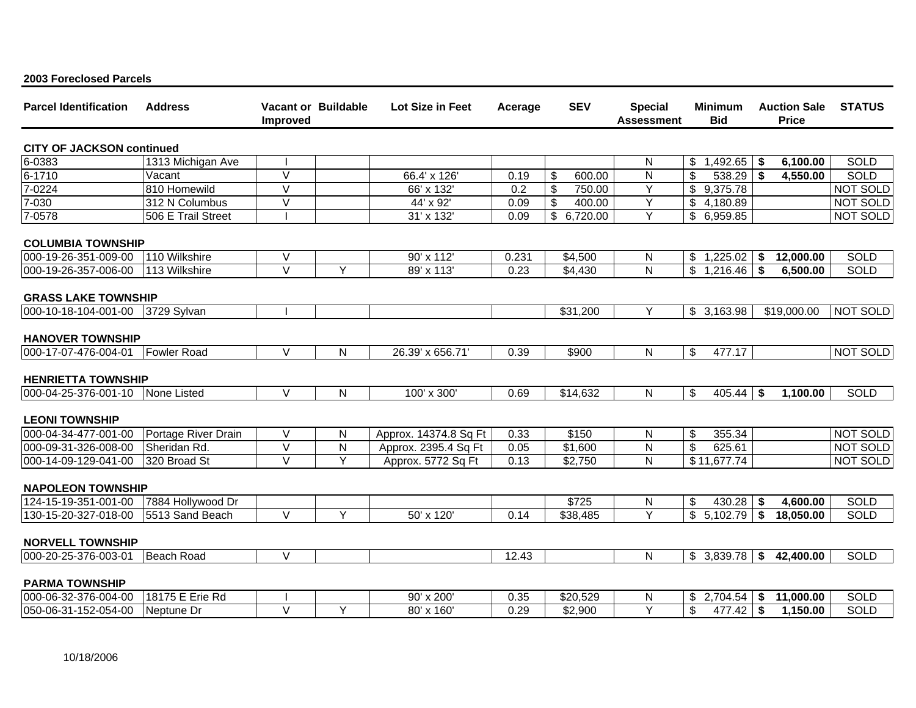**2003 Foreclosed Parcels**

| Parcel Identification | Address | Vacant or Improved | Buildable | Lot Size in Feet | Acerage | SEV | Special Assessment | Minimum Bid | Auction Sale Price | STATUS |
|---|---|---|---|---|---|---|---|---|---|---|
| **CITY OF JACKSON continued** | | | | | | | | | | |
| 6-0383 | 1313 Michigan Ave | I | | | | | N | $ 1,492.65 | **$ 6,100.00** | SOLD |
| 6-1710 | Vacant | V | | 66.4' x 126' | 0.19 | $ 600.00 | N | $ 538.29 | **$ 4,550.00** | SOLD |
| 7-0224 | 810 Homewild | V | | 66' x 132' | 0.2 | $ 750.00 | Y | $ 9,375.78 | | NOT SOLD |
| 7-030 | 312 N Columbus | V | | 44' x 92' | 0.09 | $ 400.00 | Y | $ 4,180.89 | | NOT SOLD |
| 7-0578 | 506 E Trail Street | I | | 31' x 132' | 0.09 | $ 6,720.00 | Y | $ 6,959.85 | | NOT SOLD |
| **COLUMBIA TOWNSHIP** | | | | | | | | | | |
| 000-19-26-351-009-00 | 110 Wilkshire | V | | 90' x 112' | 0.231 | $4,500 | N | $ 1,225.02 | **$ 12,000.00** | SOLD |
| 000-19-26-357-006-00 | 113 Wilkshire | V | Y | 89' x 113' | 0.23 | $4,430 | N | $ 1,216.46 | **$ 6,500.00** | SOLD |
| **GRASS LAKE TOWNSHIP** | | | | | | | | | | |
| 000-10-18-104-001-00 | 3729 Sylvan | I | | | | $31,200 | Y | $ 3,163.98 | $19,000.00 | NOT SOLD |
| **HANOVER TOWNSHIP** | | | | | | | | | | |
| 000-17-07-476-004-01 | Fowler Road | V | N | 26.39' x 656.71' | 0.39 | $900 | N | $ 477.17 | | NOT SOLD |
| **HENRIETTA TOWNSHIP** | | | | | | | | | | |
| 000-04-25-376-001-10 | None Listed | V | N | 100' x 300' | 0.69 | $14,632 | N | $ 405.44 | **$ 1,100.00** | SOLD |
| **LEONI TOWNSHIP** | | | | | | | | | | |
| 000-04-34-477-001-00 | Portage River Drain | V | N | Approx. 14374.8 Sq Ft | 0.33 | $150 | N | $ 355.34 | | NOT SOLD |
| 000-09-31-326-008-00 | Sheridan Rd. | V | N | Approx. 2395.4 Sq Ft | 0.05 | $1,600 | N | $ 625.61 | | NOT SOLD |
| 000-14-09-129-041-00 | 320 Broad St | V | Y | Approx. 5772 Sq Ft | 0.13 | $2,750 | N | $ 11,677.74 | | NOT SOLD |
| **NAPOLEON TOWNSHIP** | | | | | | | | | | |
| 124-15-19-351-001-00 | 7884 Hollywood Dr | | | | | $725 | N | $ 430.28 | **$ 4,600.00** | SOLD |
| 130-15-20-327-018-00 | 5513 Sand Beach | V | Y | 50' x 120' | 0.14 | $38,485 | Y | $ 5,102.79 | **$ 18,050.00** | SOLD |
| **NORVELL TOWNSHIP** | | | | | | | | | | |
| 000-20-25-376-003-01 | Beach Road | V | | | 12.43 | | N | $ 3,839.78 | **$ 42,400.00** | SOLD |
| **PARMA TOWNSHIP** | | | | | | | | | | |
| 000-06-32-376-004-00 | 18175 E Erie Rd | I | | 90' x 200' | 0.35 | $20,529 | N | $ 2,704.54 | **$ 11,000.00** | SOLD |
| 050-06-31-152-054-00 | Neptune Dr | V | Y | 80' x 160' | 0.29 | $2,900 | Y | $ 477.42 | **$ 1,150.00** | SOLD |

10/18/2006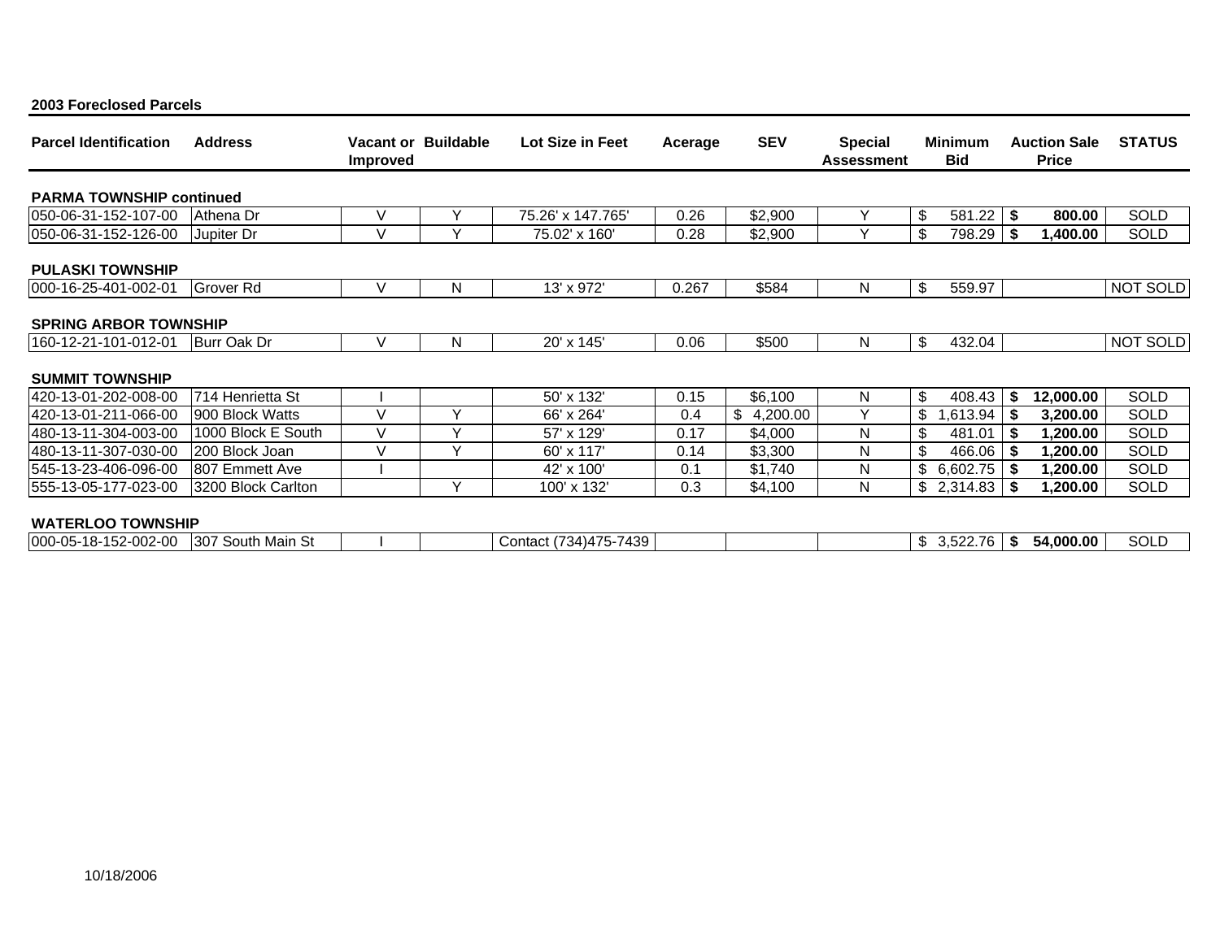**2003 Foreclosed Parcels**

| Parcel Identification | Address | Vacant or Improved | Buildable | Lot Size in Feet | Acerage | SEV | Special Assessment | Minimum Bid | Auction Sale Price | STATUS |
|---|---|---|---|---|---|---|---|---|---|---|
| **PARMA TOWNSHIP continued** | | | | | | | | | | |
| 050-06-31-152-107-00 | Athena Dr | V | Y | 75.26' x 147.765' | 0.26 | $2,900 | Y | $ 581.22 | **$ 800.00** | SOLD |
| 050-06-31-152-126-00 | Jupiter Dr | V | Y | 75.02' x 160' | 0.28 | $2,900 | Y | $ 798.29 | **$ 1,400.00** | SOLD |
| **PULASKI TOWNSHIP** | | | | | | | | | | |
| 000-16-25-401-002-01 | Grover Rd | V | N | 13' x 972' | 0.267 | $584 | N | $ 559.97 | | NOT SOLD |
| **SPRING ARBOR TOWNSHIP** | | | | | | | | | | |
| 160-12-21-101-012-01 | Burr Oak Dr | V | N | 20' x 145' | 0.06 | $500 | N | $ 432.04 | | NOT SOLD |
| **SUMMIT TOWNSHIP** | | | | | | | | | | |
| 420-13-01-202-008-00 | 714 Henrietta St | I | | 50' x 132' | 0.15 | $6,100 | N | $ 408.43 | **$ 12,000.00** | SOLD |
| 420-13-01-211-066-00 | 900 Block Watts | V | Y | 66' x 264' | 0.4 | $ 4,200.00 | Y | $ 1,613.94 | **$ 3,200.00** | SOLD |
| 480-13-11-304-003-00 | 1000 Block E South | V | Y | 57' x 129' | 0.17 | $4,000 | N | $ 481.01 | **$ 1,200.00** | SOLD |
| 480-13-11-307-030-00 | 200 Block Joan | V | Y | 60' x 117' | 0.14 | $3,300 | N | $ 466.06 | **$ 1,200.00** | SOLD |
| 545-13-23-406-096-00 | 807 Emmett Ave | I | | 42' x 100' | 0.1 | $1,740 | N | $ 6,602.75 | **$ 1,200.00** | SOLD |
| 555-13-05-177-023-00 | 3200 Block Carlton | | Y | 100' x 132' | 0.3 | $4,100 | N | $ 2,314.83 | **$ 1,200.00** | SOLD |
| **WATERLOO TOWNSHIP** | | | | | | | | | | |
| 000-05-18-152-002-00 | 307 South Main St | I | | Contact (734)475-7439 | | | | $ 3,522.76 | **$ 54,000.00** | SOLD |

10/18/2006